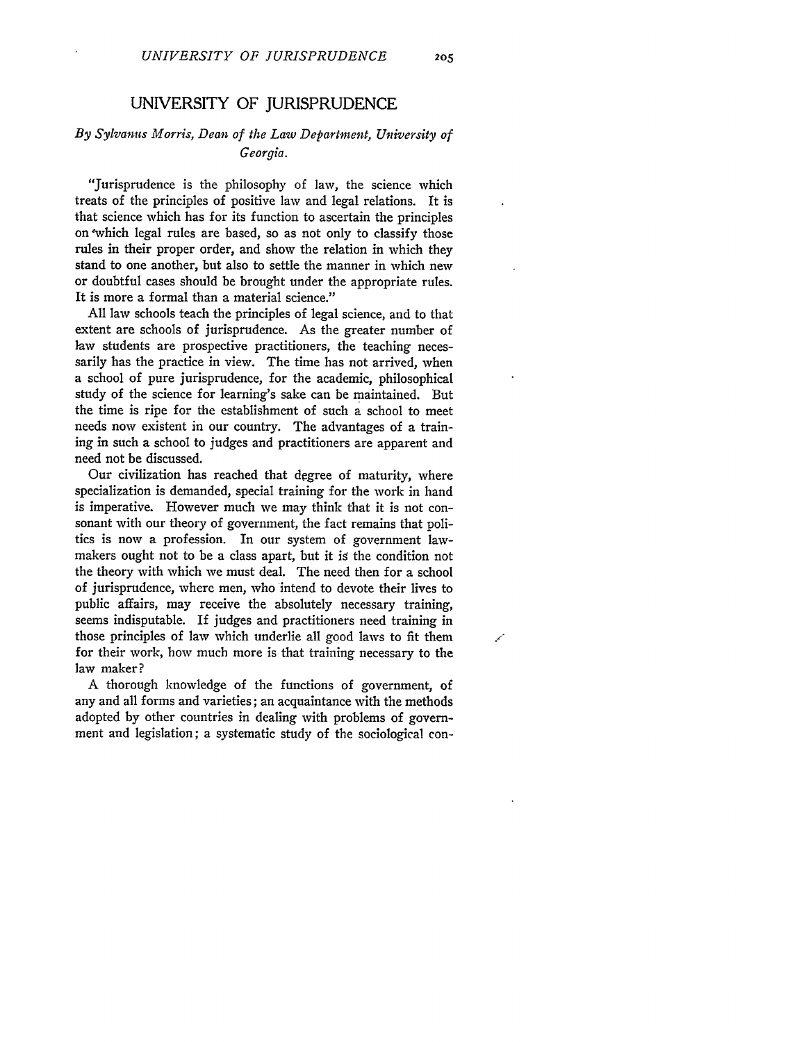# UNIVERSITY OF JURISPRUDENCE

*By Sylvanus Morris, Dean of the Law Department, University of Georgia.*

"Jurisprudence is the philosophy of law, the science which treats of the principles of positive law and legal relations. It is that science which has for its function to ascertain the principles on which legal rules are based, so as not only to classify those rules in their proper order, and show the relation in which they stand to one another, but also to settle the manner in which new or doubtful cases should be brought under the appropriate rules. It is more a formal than a material science."

All law schools teach the principles of legal science, and to that extent are schools of jurisprudence. As the greater number of law students are prospective practitioners, the teaching necessarily has the practice in view. The time has not arrived, when a school of pure jurisprudence, for the academic, philosophical study of the science for learning's sake can be maintained. But the time is ripe for the establishment of such a school to meet needs now existent in our country. The advantages of a training in such a school to judges and practitioners are apparent and need not be discussed.

Our civilization has reached that degree of maturity, where specialization is demanded, special training for the work in hand is imperative. However much we may think that it is not consonant with our theory of government, the fact remains that politics is now a profession. In our system of government lawmakers ought not to be a class apart, but it is the condition not the theory with which we must deal. The need then for a school of jurisprudence, where men, who intend to devote their lives to public affairs, may receive the absolutely necessary training, seems indisputable. If judges and practitioners need training in those principles of law which underlie all good laws to fit them for their work, how much more is that training necessary to the law maker?

A thorough knowledge of the functions of government, of any and all forms and varieties; an acquaintance with the methods adopted by other countries in dealing with problems of government and legislation; a systematic study of the sociological con-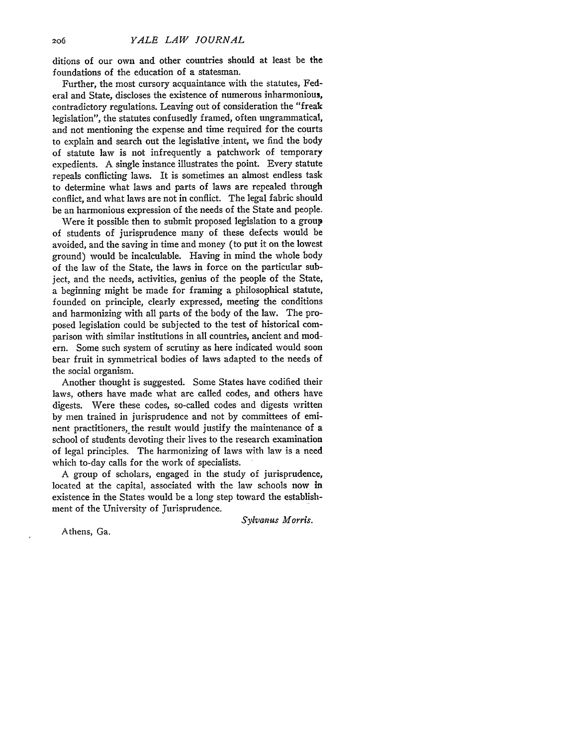ditions of our own and other countries should at least be the foundations of the education of a statesman.

Further, the most cursory acquaintance with the statutes, Federal and State, discloses the existence of numerous inharmonious, contradictory regulations. Leaving out of consideration the "freak legislation", the statutes confusedly framed, often ungrammatical, and not mentioning the expense and time required for the courts to explain and search out the legislative intent, we find the body of statute law is not infrequently a patchwork of temporary expedients. A single instance illustrates the point. Every statute repeals conflicting laws. It is sometimes an almost endless task to determine what laws and parts of laws are repealed through conflict, and what laws are not in conflict. The legal fabric should be an harmonious expression of the needs of the State and people.

Were it possible then to submit proposed legislation to a group of students of jurisprudence many of these defects would be avoided, and the saving in time and money (to put it on the lowest ground) would be incalculable. Having in mind the whole body of the law of the State, the laws in force on the particular subject, and the needs, activities, genius of the people of the State, a beginning might be made for framing a philosophical statute, founded on principle, clearly expressed, meeting the conditions and harmonizing with all parts of the body of the law. The proposed legislation could be subjected to the test of historical comparison with similar institutions in all countries, ancient and modern. Some such system of scrutiny as here indicated would soon bear fruit in symmetrical bodies of laws adapted to the needs of the social organism.

Another thought is suggested. Some States have codified their laws, others have made what are called codes, and others have digests. Were these codes, so-called codes and digests written by men trained in jurisprudence and not by committees of eminent practitioners, the result would justify the maintenance of a school of students devoting their lives to the research examination of legal principles. The harmonizing of laws with law is a need which to-day calls for the work of specialists.

A group of scholars, engaged in the study of jurisprudence, located at the capital, associated with the law schools now in existence in the States would be a long step toward the establishment of the University of Jurisprudence.

*Sylvanus Morris.*

Athens, Ga.